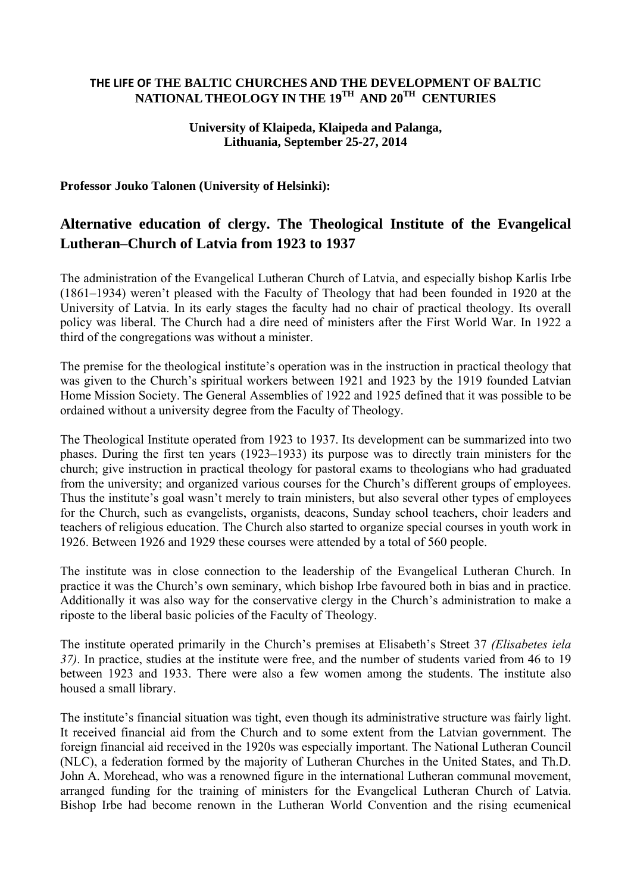**THE LIFE OF THE BALTIC CHURCHES AND THE DEVELOPMENT OF BALTIC NATIONAL THEOLOGY IN THE 19TH AND 20TH CENTURIES**

**University of Klaipeda, Klaipeda and Palanga, Lithuania, September 25-27, 2014**

**Professor Jouko Talonen (University of Helsinki):**

# Alternative education of clergy. The Theological Institute of the Evangelical Lutheran–Church of Latvia from 1923 to 1937

The administration of the Evangelical Lutheran Church of Latvia, and especially bishop Karlis Irbe (1861–1934) weren't pleased with the Faculty of Theology that had been founded in 1920 at the University of Latvia. In its early stages the faculty had no chair of practical theology. Its overall policy was liberal. The Church had a dire need of ministers after the First World War. In 1922 a third of the congregations was without a minister.

The premise for the theological institute's operation was in the instruction in practical theology that was given to the Church's spiritual workers between 1921 and 1923 by the 1919 founded Latvian Home Mission Society. The General Assemblies of 1922 and 1925 defined that it was possible to be ordained without a university degree from the Faculty of Theology.

The Theological Institute operated from 1923 to 1937. Its development can be summarized into two phases. During the first ten years (1923–1933) its purpose was to directly train ministers for the church; give instruction in practical theology for pastoral exams to theologians who had graduated from the university; and organized various courses for the Church's different groups of employees. Thus the institute's goal wasn't merely to train ministers, but also several other types of employees for the Church, such as evangelists, organists, deacons, Sunday school teachers, choir leaders and teachers of religious education. The Church also started to organize special courses in youth work in 1926. Between 1926 and 1929 these courses were attended by a total of 560 people.

The institute was in close connection to the leadership of the Evangelical Lutheran Church. In practice it was the Church's own seminary, which bishop Irbe favoured both in bias and in practice. Additionally it was also way for the conservative clergy in the Church's administration to make a riposte to the liberal basic policies of the Faculty of Theology.

The institute operated primarily in the Church's premises at Elisabeth's Street 37 *(Elisabetes iela 37)*. In practice, studies at the institute were free, and the number of students varied from 46 to 19 between 1923 and 1933. There were also a few women among the students. The institute also housed a small library.

The institute's financial situation was tight, even though its administrative structure was fairly light. It received financial aid from the Church and to some extent from the Latvian government. The foreign financial aid received in the 1920s was especially important. The National Lutheran Council (NLC), a federation formed by the majority of Lutheran Churches in the United States, and Th.D. John A. Morehead, who was a renowned figure in the international Lutheran communal movement, arranged funding for the training of ministers for the Evangelical Lutheran Church of Latvia. Bishop Irbe had become renown in the Lutheran World Convention and the rising ecumenical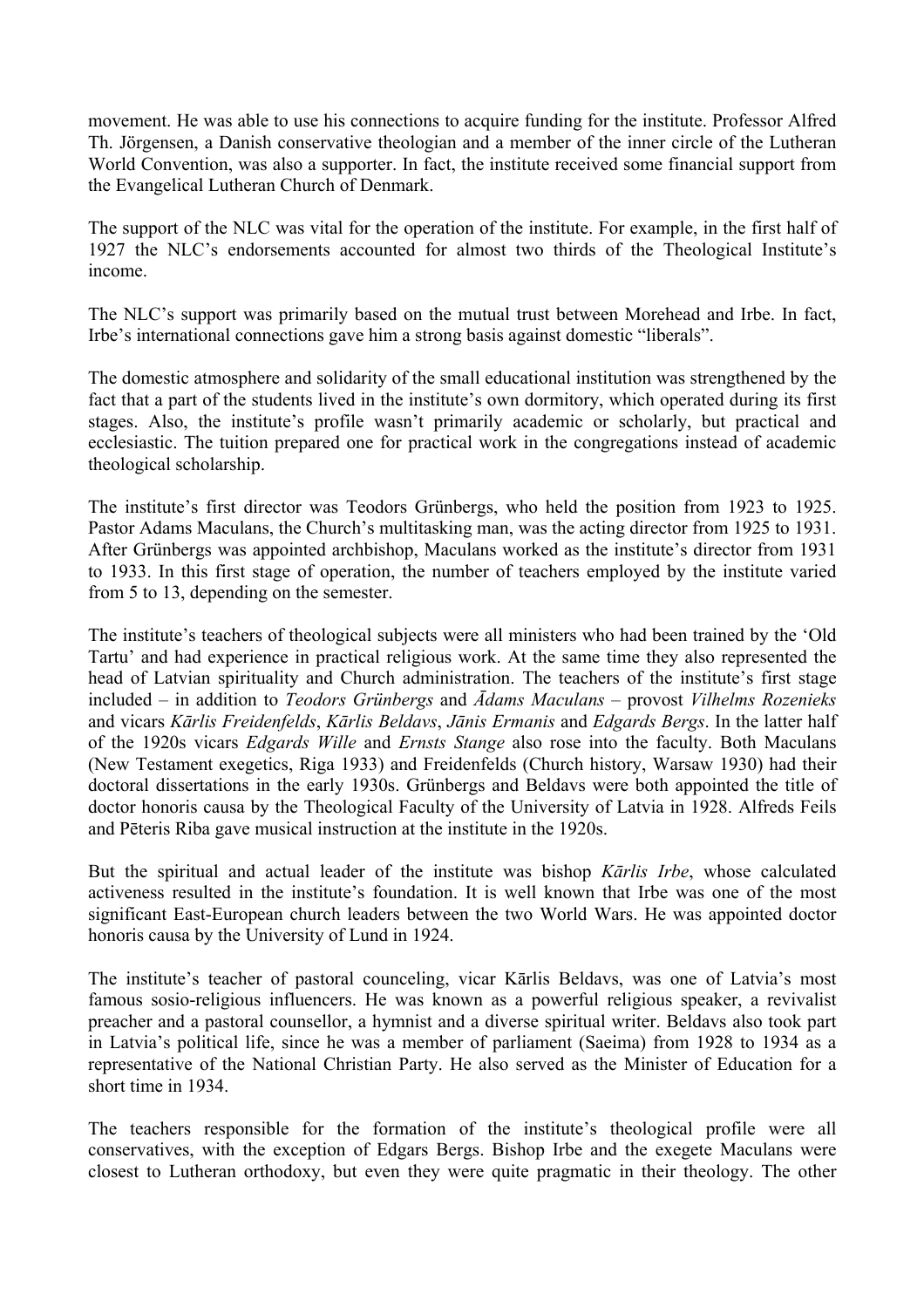movement. He was able to use his connections to acquire funding for the institute. Professor Alfred Th. Jörgensen, a Danish conservative theologian and a member of the inner circle of the Lutheran World Convention, was also a supporter. In fact, the institute received some financial support from the Evangelical Lutheran Church of Denmark.

The support of the NLC was vital for the operation of the institute. For example, in the first half of 1927 the NLC's endorsements accounted for almost two thirds of the Theological Institute's income.

The NLC's support was primarily based on the mutual trust between Morehead and Irbe. In fact, Irbe's international connections gave him a strong basis against domestic "liberals".

The domestic atmosphere and solidarity of the small educational institution was strengthened by the fact that a part of the students lived in the institute's own dormitory, which operated during its first stages. Also, the institute's profile wasn't primarily academic or scholarly, but practical and ecclesiastic. The tuition prepared one for practical work in the congregations instead of academic theological scholarship.

The institute's first director was Teodors Grünbergs, who held the position from 1923 to 1925. Pastor Adams Maculans, the Church's multitasking man, was the acting director from 1925 to 1931. After Grünbergs was appointed archbishop, Maculans worked as the institute's director from 1931 to 1933. In this first stage of operation, the number of teachers employed by the institute varied from 5 to 13, depending on the semester.

The institute's teachers of theological subjects were all ministers who had been trained by the 'Old Tartu' and had experience in practical religious work. At the same time they also represented the head of Latvian spirituality and Church administration. The teachers of the institute's first stage included – in addition to *Teodors Grünbergs* and *Ādams Maculans* – provost *Vilhelms Rozenieks* and vicars *Kārlis Freidenfelds*, *Kārlis Beldavs*, *Jānis Ermanis* and *Edgards Bergs*. In the latter half of the 1920s vicars *Edgards Wille* and *Ernsts Stange* also rose into the faculty. Both Maculans (New Testament exegetics, Riga 1933) and Freidenfelds (Church history, Warsaw 1930) had their doctoral dissertations in the early 1930s. Grünbergs and Beldavs were both appointed the title of doctor honoris causa by the Theological Faculty of the University of Latvia in 1928. Alfreds Feils and Pēteris Riba gave musical instruction at the institute in the 1920s.

But the spiritual and actual leader of the institute was bishop *Kārlis Irbe*, whose calculated activeness resulted in the institute's foundation. It is well known that Irbe was one of the most significant East-European church leaders between the two World Wars. He was appointed doctor honoris causa by the University of Lund in 1924.

The institute's teacher of pastoral counceling, vicar Kārlis Beldavs, was one of Latvia's most famous sosio-religious influencers. He was known as a powerful religious speaker, a revivalist preacher and a pastoral counsellor, a hymnist and a diverse spiritual writer. Beldavs also took part in Latvia's political life, since he was a member of parliament (Saeima) from 1928 to 1934 as a representative of the National Christian Party. He also served as the Minister of Education for a short time in 1934.

The teachers responsible for the formation of the institute's theological profile were all conservatives, with the exception of Edgars Bergs. Bishop Irbe and the exegete Maculans were closest to Lutheran orthodoxy, but even they were quite pragmatic in their theology. The other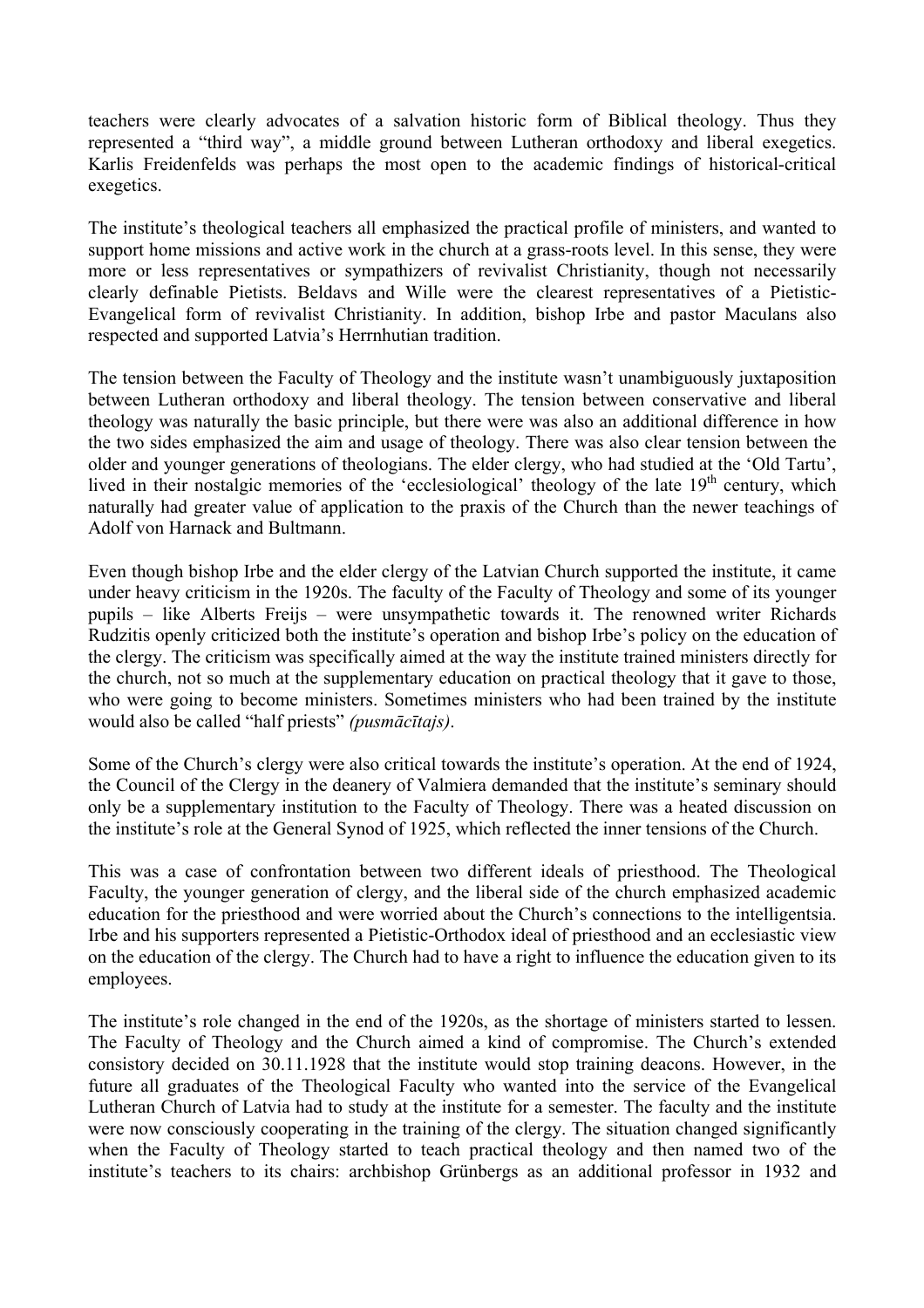teachers were clearly advocates of a salvation historic form of Biblical theology. Thus they represented a "third way", a middle ground between Lutheran orthodoxy and liberal exegetics. Karlis Freidenfelds was perhaps the most open to the academic findings of historical-critical exegetics.

The institute's theological teachers all emphasized the practical profile of ministers, and wanted to support home missions and active work in the church at a grass-roots level. In this sense, they were more or less representatives or sympathizers of revivalist Christianity, though not necessarily clearly definable Pietists. Beldavs and Wille were the clearest representatives of a Pietistic-Evangelical form of revivalist Christianity. In addition, bishop Irbe and pastor Maculans also respected and supported Latvia's Herrnhutian tradition.

The tension between the Faculty of Theology and the institute wasn't unambiguously juxtaposition between Lutheran orthodoxy and liberal theology. The tension between conservative and liberal theology was naturally the basic principle, but there were was also an additional difference in how the two sides emphasized the aim and usage of theology. There was also clear tension between the older and younger generations of theologians. The elder clergy, who had studied at the 'Old Tartu', lived in their nostalgic memories of the 'ecclesiological' theology of the late 19th century, which naturally had greater value of application to the praxis of the Church than the newer teachings of Adolf von Harnack and Bultmann.

Even though bishop Irbe and the elder clergy of the Latvian Church supported the institute, it came under heavy criticism in the 1920s. The faculty of the Faculty of Theology and some of its younger pupils – like Alberts Freijs – were unsympathetic towards it. The renowned writer Richards Rudzitis openly criticized both the institute's operation and bishop Irbe's policy on the education of the clergy. The criticism was specifically aimed at the way the institute trained ministers directly for the church, not so much at the supplementary education on practical theology that it gave to those, who were going to become ministers. Sometimes ministers who had been trained by the institute would also be called "half priests" *(pusmācītajs)*.

Some of the Church's clergy were also critical towards the institute's operation. At the end of 1924, the Council of the Clergy in the deanery of Valmiera demanded that the institute's seminary should only be a supplementary institution to the Faculty of Theology. There was a heated discussion on the institute's role at the General Synod of 1925, which reflected the inner tensions of the Church.

This was a case of confrontation between two different ideals of priesthood. The Theological Faculty, the younger generation of clergy, and the liberal side of the church emphasized academic education for the priesthood and were worried about the Church's connections to the intelligentsia. Irbe and his supporters represented a Pietistic-Orthodox ideal of priesthood and an ecclesiastic view on the education of the clergy. The Church had to have a right to influence the education given to its employees.

The institute's role changed in the end of the 1920s, as the shortage of ministers started to lessen. The Faculty of Theology and the Church aimed a kind of compromise. The Church's extended consistory decided on 30.11.1928 that the institute would stop training deacons. However, in the future all graduates of the Theological Faculty who wanted into the service of the Evangelical Lutheran Church of Latvia had to study at the institute for a semester. The faculty and the institute were now consciously cooperating in the training of the clergy. The situation changed significantly when the Faculty of Theology started to teach practical theology and then named two of the institute's teachers to its chairs: archbishop Grünbergs as an additional professor in 1932 and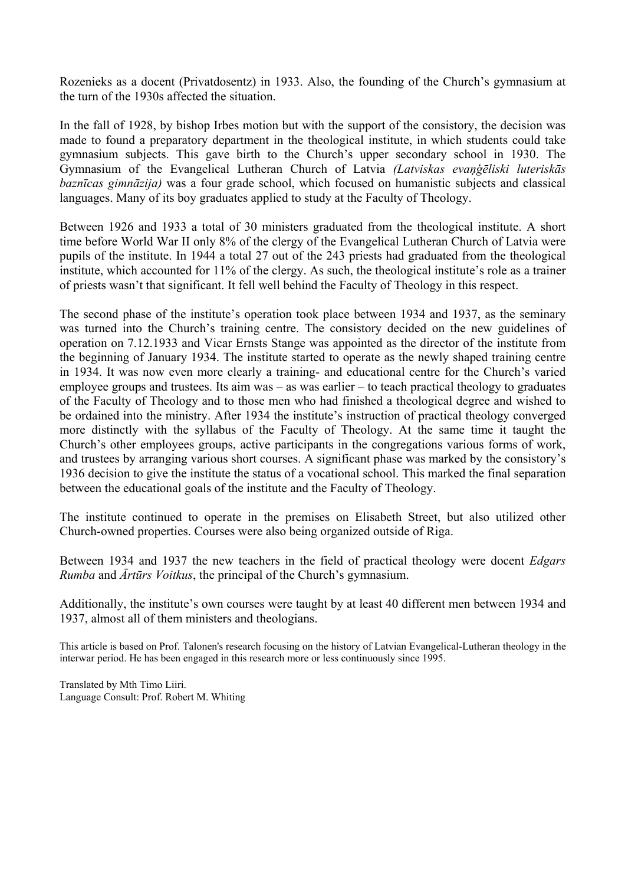Rozenieks as a docent (Privatdosentz) in 1933. Also, the founding of the Church's gymnasium at the turn of the 1930s affected the situation.

In the fall of 1928, by bishop Irbes motion but with the support of the consistory, the decision was made to found a preparatory department in the theological institute, in which students could take gymnasium subjects. This gave birth to the Church's upper secondary school in 1930. The Gymnasium of the Evangelical Lutheran Church of Latvia *(Latviskas evaņģēliski luteriskās baznīcas gimnāzija)* was a four grade school, which focused on humanistic subjects and classical languages. Many of its boy graduates applied to study at the Faculty of Theology.

Between 1926 and 1933 a total of 30 ministers graduated from the theological institute. A short time before World War II only 8% of the clergy of the Evangelical Lutheran Church of Latvia were pupils of the institute. In 1944 a total 27 out of the 243 priests had graduated from the theological institute, which accounted for 11% of the clergy. As such, the theological institute's role as a trainer of priests wasn't that significant. It fell well behind the Faculty of Theology in this respect.

The second phase of the institute's operation took place between 1934 and 1937, as the seminary was turned into the Church's training centre. The consistory decided on the new guidelines of operation on 7.12.1933 and Vicar Ernsts Stange was appointed as the director of the institute from the beginning of January 1934. The institute started to operate as the newly shaped training centre in 1934. It was now even more clearly a training- and educational centre for the Church's varied employee groups and trustees. Its aim was – as was earlier – to teach practical theology to graduates of the Faculty of Theology and to those men who had finished a theological degree and wished to be ordained into the ministry. After 1934 the institute's instruction of practical theology converged more distinctly with the syllabus of the Faculty of Theology. At the same time it taught the Church's other employees groups, active participants in the congregations various forms of work, and trustees by arranging various short courses. A significant phase was marked by the consistory's 1936 decision to give the institute the status of a vocational school. This marked the final separation between the educational goals of the institute and the Faculty of Theology.

The institute continued to operate in the premises on Elisabeth Street, but also utilized other Church-owned properties. Courses were also being organized outside of Riga.

Between 1934 and 1937 the new teachers in the field of practical theology were docent *Edgars Rumba* and *Ārtūrs Voitkus*, the principal of the Church's gymnasium.

Additionally, the institute's own courses were taught by at least 40 different men between 1934 and 1937, almost all of them ministers and theologians.

This article is based on Prof. Talonen's research focusing on the history of Latvian Evangelical-Lutheran theology in the interwar period. He has been engaged in this research more or less continuously since 1995.

Translated by Mth Timo Liiri.
Language Consult: Prof. Robert M. Whiting